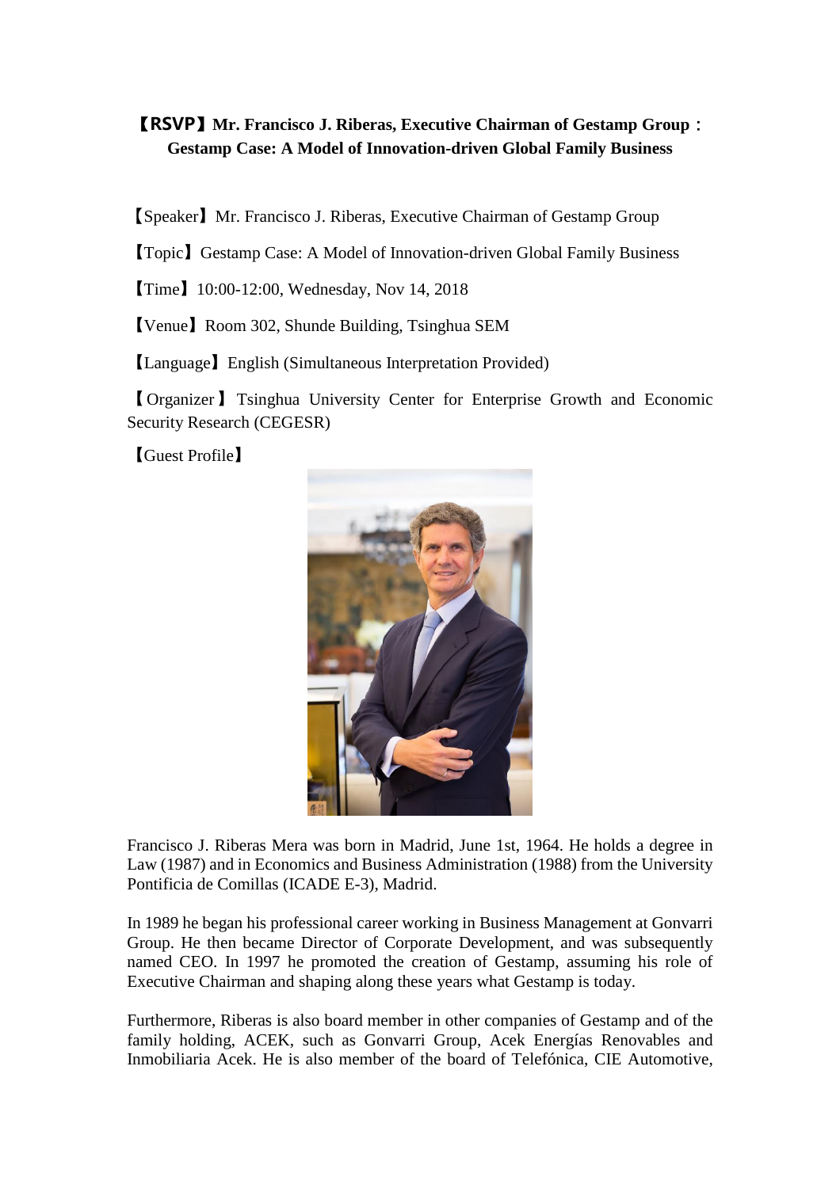**【RSVP】Mr. Francisco J. Riberas, Executive Chairman of Gestamp Group：Gestamp Case: A Model of Innovation-driven Global Family Business**

【Speaker】Mr. Francisco J. Riberas, Executive Chairman of Gestamp Group

【Topic】Gestamp Case: A Model of Innovation-driven Global Family Business

【Time】10:00-12:00, Wednesday, Nov 14, 2018

【Venue】Room 302, Shunde Building, Tsinghua SEM

【Language】English (Simultaneous Interpretation Provided)

【Organizer】Tsinghua University Center for Enterprise Growth and Economic Security Research (CEGESR)

【Guest Profile】

Francisco J. Riberas Mera was born in Madrid, June 1st, 1964. He holds a degree in Law (1987) and in Economics and Business Administration (1988) from the University Pontificia de Comillas (ICADE E-3), Madrid.

In 1989 he began his professional career working in Business Management at Gonvarri Group. He then became Director of Corporate Development, and was subsequently named CEO. In 1997 he promoted the creation of Gestamp, assuming his role of Executive Chairman and shaping along these years what Gestamp is today.

Furthermore, Riberas is also board member in other companies of Gestamp and of the family holding, ACEK, such as Gonvarri Group, Acek Energías Renovables and Inmobiliaria Acek. He is also member of the board of Telefónica, CIE Automotive,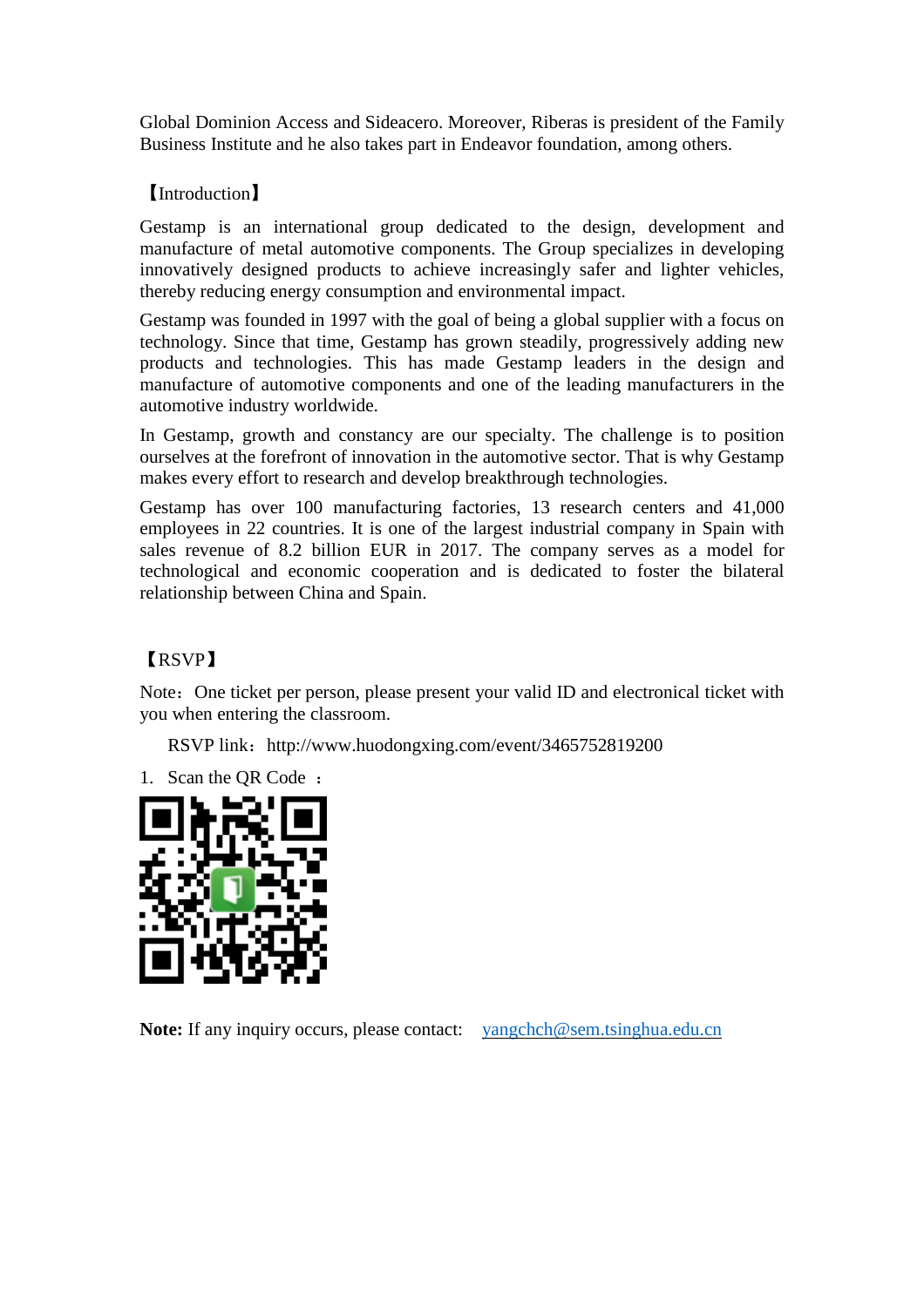Global Dominion Access and Sideacero. Moreover, Riberas is president of the Family Business Institute and he also takes part in Endeavor foundation, among others.

【Introduction】

Gestamp is an international group dedicated to the design, development and manufacture of metal automotive components. The Group specializes in developing innovatively designed products to achieve increasingly safer and lighter vehicles, thereby reducing energy consumption and environmental impact.

Gestamp was founded in 1997 with the goal of being a global supplier with a focus on technology. Since that time, Gestamp has grown steadily, progressively adding new products and technologies. This has made Gestamp leaders in the design and manufacture of automotive components and one of the leading manufacturers in the automotive industry worldwide.

In Gestamp, growth and constancy are our specialty. The challenge is to position ourselves at the forefront of innovation in the automotive sector. That is why Gestamp makes every effort to research and develop breakthrough technologies.

Gestamp has over 100 manufacturing factories, 13 research centers and 41,000 employees in 22 countries. It is one of the largest industrial company in Spain with sales revenue of 8.2 billion EUR in 2017. The company serves as a model for technological and economic cooperation and is dedicated to foster the bilateral relationship between China and Spain.

【RSVP】

Note：One ticket per person, please present your valid ID and electronical ticket with you when entering the classroom.

RSVP link：http://www.huodongxing.com/event/3465752819200

1. Scan the QR Code ：

**Note:** If any inquiry occurs, please contact: yangchch@sem.tsinghua.edu.cn